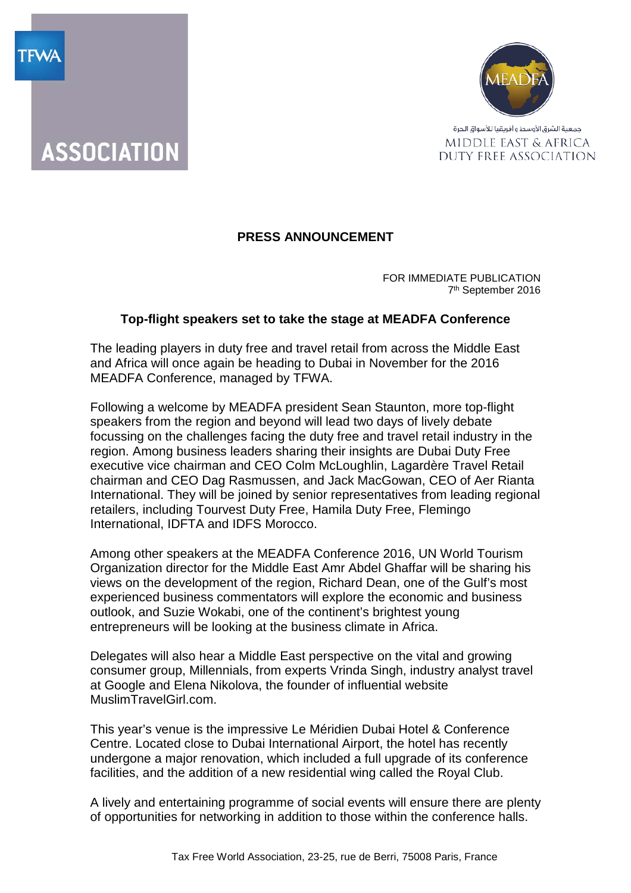TFWA

ASSOCIATION

MEADFA

جمعية الشرق الأوسط وأفريقيا للأسواق الحرة

MIDDLE EAST & AFRICA DUTY FREE ASSOCIATION

## PRESS ANNOUNCEMENT

FOR IMMEDIATE PUBLICATION
7th September 2016

### Top-flight speakers set to take the stage at MEADFA Conference

The leading players in duty free and travel retail from across the Middle East and Africa will once again be heading to Dubai in November for the 2016 MEADFA Conference, managed by TFWA.

Following a welcome by MEADFA president Sean Staunton, more top-flight speakers from the region and beyond will lead two days of lively debate focussing on the challenges facing the duty free and travel retail industry in the region. Among business leaders sharing their insights are Dubai Duty Free executive vice chairman and CEO Colm McLoughlin, Lagardère Travel Retail chairman and CEO Dag Rasmussen, and Jack MacGowan, CEO of Aer Rianta International. They will be joined by senior representatives from leading regional retailers, including Tourvest Duty Free, Hamila Duty Free, Flemingo International, IDFTA and IDFS Morocco.

Among other speakers at the MEADFA Conference 2016, UN World Tourism Organization director for the Middle East Amr Abdel Ghaffar will be sharing his views on the development of the region, Richard Dean, one of the Gulf's most experienced business commentators will explore the economic and business outlook, and Suzie Wokabi, one of the continent's brightest young entrepreneurs will be looking at the business climate in Africa.

Delegates will also hear a Middle East perspective on the vital and growing consumer group, Millennials, from experts Vrinda Singh, industry analyst travel at Google and Elena Nikolova, the founder of influential website MuslimTravelGirl.com.

This year's venue is the impressive Le Méridien Dubai Hotel & Conference Centre. Located close to Dubai International Airport, the hotel has recently undergone a major renovation, which included a full upgrade of its conference facilities, and the addition of a new residential wing called the Royal Club.

A lively and entertaining programme of social events will ensure there are plenty of opportunities for networking in addition to those within the conference halls.

Tax Free World Association, 23-25, rue de Berri, 75008 Paris, France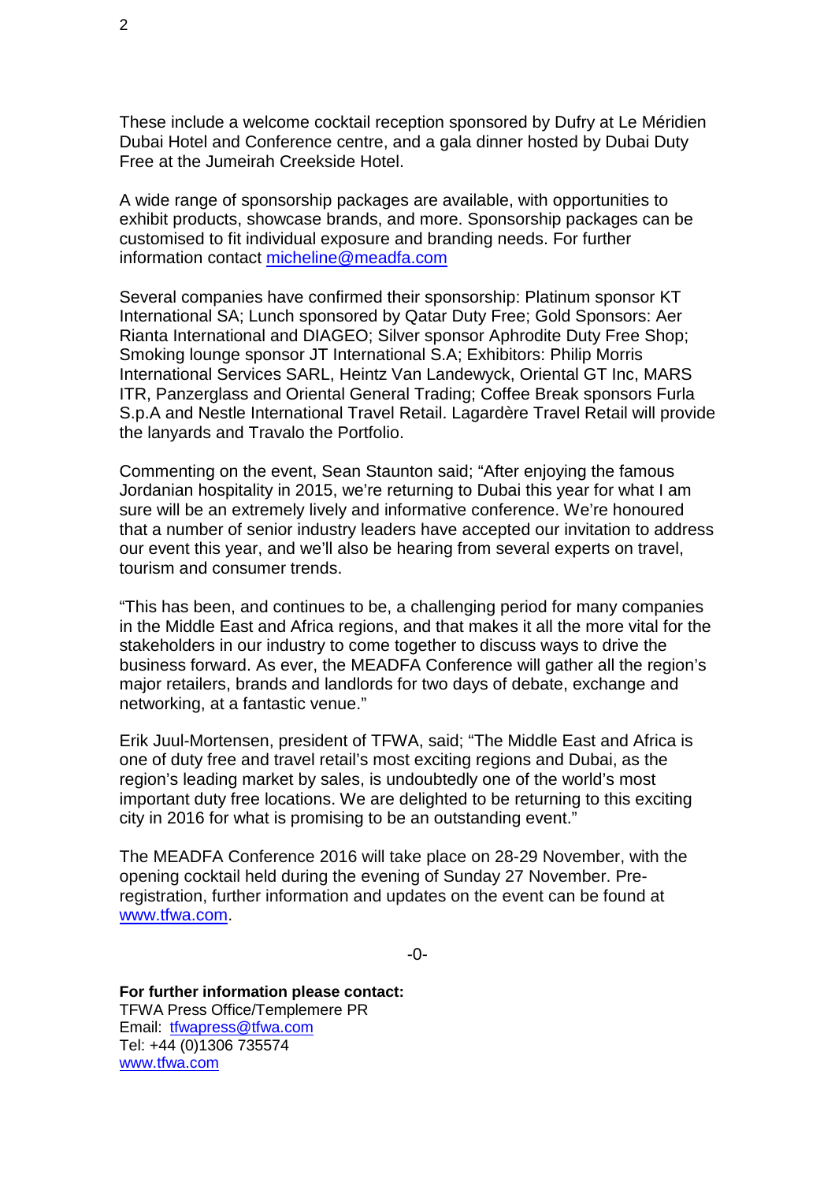These include a welcome cocktail reception sponsored by Dufry at Le Méridien Dubai Hotel and Conference centre, and a gala dinner hosted by Dubai Duty Free at the Jumeirah Creekside Hotel.

A wide range of sponsorship packages are available, with opportunities to exhibit products, showcase brands, and more. Sponsorship packages can be customised to fit individual exposure and branding needs. For further information contact micheline@meadfa.com

Several companies have confirmed their sponsorship: Platinum sponsor KT International SA; Lunch sponsored by Qatar Duty Free; Gold Sponsors: Aer Rianta International and DIAGEO; Silver sponsor Aphrodite Duty Free Shop; Smoking lounge sponsor JT International S.A; Exhibitors: Philip Morris International Services SARL, Heintz Van Landewyck, Oriental GT Inc, MARS ITR, Panzerglass and Oriental General Trading; Coffee Break sponsors Furla S.p.A and Nestle International Travel Retail. Lagardère Travel Retail will provide the lanyards and Travalo the Portfolio.

Commenting on the event, Sean Staunton said; "After enjoying the famous Jordanian hospitality in 2015, we're returning to Dubai this year for what I am sure will be an extremely lively and informative conference. We're honoured that a number of senior industry leaders have accepted our invitation to address our event this year, and we'll also be hearing from several experts on travel, tourism and consumer trends.

"This has been, and continues to be, a challenging period for many companies in the Middle East and Africa regions, and that makes it all the more vital for the stakeholders in our industry to come together to discuss ways to drive the business forward. As ever, the MEADFA Conference will gather all the region's major retailers, brands and landlords for two days of debate, exchange and networking, at a fantastic venue."

Erik Juul-Mortensen, president of TFWA, said; "The Middle East and Africa is one of duty free and travel retail's most exciting regions and Dubai, as the region's leading market by sales, is undoubtedly one of the world's most important duty free locations. We are delighted to be returning to this exciting city in 2016 for what is promising to be an outstanding event."

The MEADFA Conference 2016 will take place on 28-29 November, with the opening cocktail held during the evening of Sunday 27 November. Pre-registration, further information and updates on the event can be found at www.tfwa.com.

-0-

**For further information please contact:**
TFWA Press Office/Templemere PR
Email: tfwapress@tfwa.com
Tel: +44 (0)1306 735574
www.tfwa.com